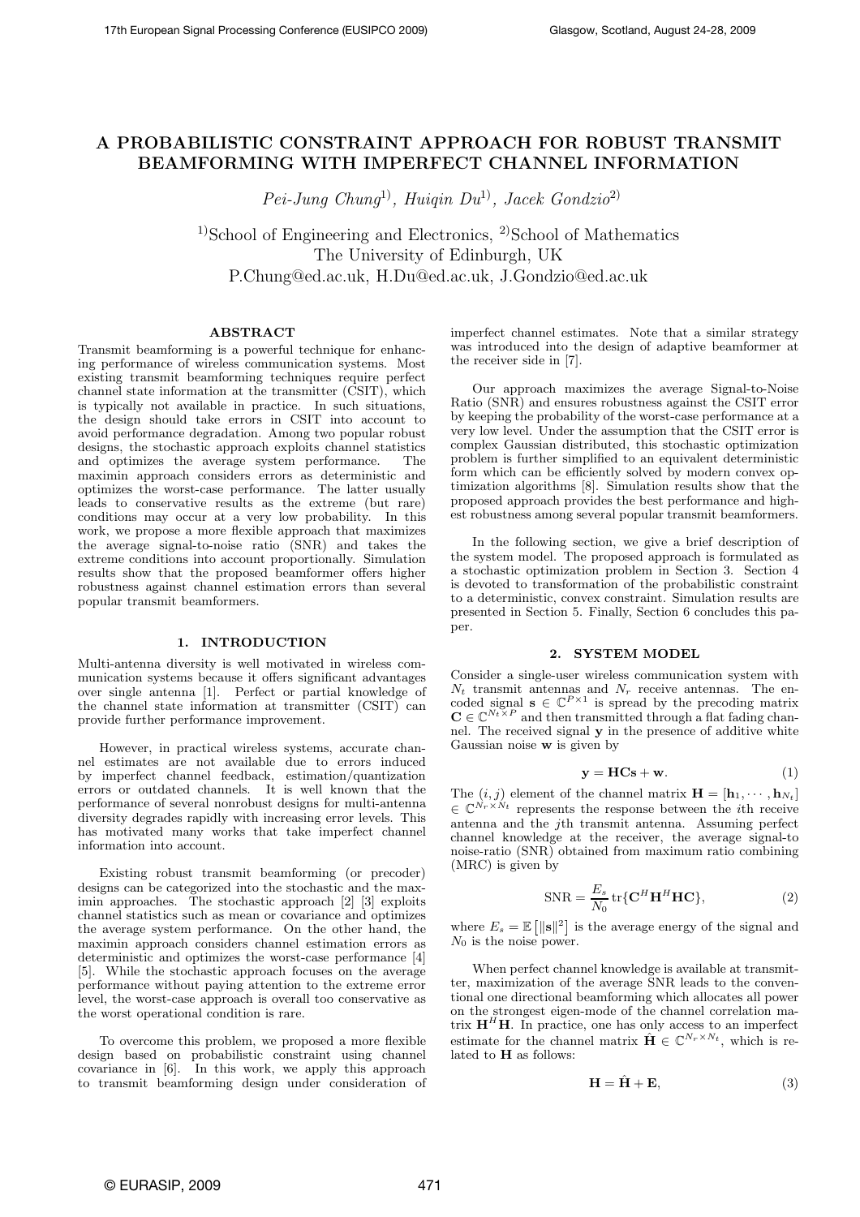# A PROBABILISTIC CONSTRAINT APPROACH FOR ROBUST TRANSMIT BEAMFORMING WITH IMPERFECT CHANNEL INFORMATION

*Pei-Jung Chung*[1)], *Huiqin Du*[1)], *Jacek Gondzio*[2)]

[1)]School of Engineering and Electronics, [2)]School of Mathematics
The University of Edinburgh, UK
P.Chung@ed.ac.uk, H.Du@ed.ac.uk, J.Gondzio@ed.ac.uk

## ABSTRACT

Transmit beamforming is a powerful technique for enhancing performance of wireless communication systems. Most existing transmit beamforming techniques require perfect channel state information at the transmitter (CSIT), which is typically not available in practice. In such situations, the design should take errors in CSIT into account to avoid performance degradation. Among two popular robust designs, the stochastic approach exploits channel statistics and optimizes the average system performance. The maximin approach considers errors as deterministic and optimizes the worst-case performance. The latter usually leads to conservative results as the extreme (but rare) conditions may occur at a very low probability. In this work, we propose a more flexible approach that maximizes the average signal-to-noise ratio (SNR) and takes the extreme conditions into account proportionally. Simulation results show that the proposed beamformer offers higher robustness against channel estimation errors than several popular transmit beamformers.

## 1. INTRODUCTION

Multi-antenna diversity is well motivated in wireless communication systems because it offers significant advantages over single antenna [1]. Perfect or partial knowledge of the channel state information at transmitter (CSIT) can provide further performance improvement.

However, in practical wireless systems, accurate channel estimates are not available due to errors induced by imperfect channel feedback, estimation/quantization errors or outdated channels. It is well known that the performance of several nonrobust designs for multi-antenna diversity degrades rapidly with increasing error levels. This has motivated many works that take imperfect channel information into account.

Existing robust transmit beamforming (or precoder) designs can be categorized into the stochastic and the maximin approaches. The stochastic approach [2] [3] exploits channel statistics such as mean or covariance and optimizes the average system performance. On the other hand, the maximin approach considers channel estimation errors as deterministic and optimizes the worst-case performance [4] [5]. While the stochastic approach focuses on the average performance without paying attention to the extreme error level, the worst-case approach is overall too conservative as the worst operational condition is rare.

To overcome this problem, we proposed a more flexible design based on probabilistic constraint using channel covariance in [6]. In this work, we apply this approach to transmit beamforming design under consideration of imperfect channel estimates. Note that a similar strategy was introduced into the design of adaptive beamformer at the receiver side in [7].

Our approach maximizes the average Signal-to-Noise Ratio (SNR) and ensures robustness against the CSIT error by keeping the probability of the worst-case performance at a very low level. Under the assumption that the CSIT error is complex Gaussian distributed, this stochastic optimization problem is further simplified to an equivalent deterministic form which can be efficiently solved by modern convex optimization algorithms [8]. Simulation results show that the proposed approach provides the best performance and highest robustness among several popular transmit beamformers.

In the following section, we give a brief description of the system model. The proposed approach is formulated as a stochastic optimization problem in Section 3. Section 4 is devoted to transformation of the probabilistic constraint to a deterministic, convex constraint. Simulation results are presented in Section 5. Finally, Section 6 concludes this paper.

## 2. SYSTEM MODEL

Consider a single-user wireless communication system with $N_t$ transmit antennas and $N_r$ receive antennas. The encoded signal $\mathbf{s} \in \mathbb{C}^{P\times 1}$ is spread by the precoding matrix $\mathbf{C} \in \mathbb{C}^{N_t\times P}$ and then transmitted through a flat fading channel. The received signal $\mathbf{y}$ in the presence of additive white Gaussian noise $\mathbf{w}$ is given by

$$\mathbf{y} = \mathbf{HCs} + \mathbf{w}. \tag{1}$$

The $(i, j)$ element of the channel matrix $\mathbf{H} = [\mathbf{h}_1, \cdots, \mathbf{h}_{N_t}] \in \mathbb{C}^{N_r\times N_t}$ represents the response between the $i$th receive antenna and the $j$th transmit antenna. Assuming perfect channel knowledge at the receiver, the average signal-to noise-ratio (SNR) obtained from maximum ratio combining (MRC) is given by

$$\text{SNR} = \frac{E_s}{N_0}\operatorname{tr}\{\mathbf{C}^H\mathbf{H}^H\mathbf{HC}\}, \tag{2}$$

where $E_s = \mathbb{E}\left[\|\mathbf{s}\|^2\right]$ is the average energy of the signal and $N_0$ is the noise power.

When perfect channel knowledge is available at transmitter, maximization of the average SNR leads to the conventional one directional beamforming which allocates all power on the strongest eigen-mode of the channel correlation matrix $\mathbf{H}^H\mathbf{H}$. In practice, one has only access to an imperfect estimate for the channel matrix $\hat{\mathbf{H}} \in \mathbb{C}^{N_r\times N_t}$, which is related to $\mathbf{H}$ as follows:

$$\mathbf{H} = \hat{\mathbf{H}} + \mathbf{E}, \tag{3}$$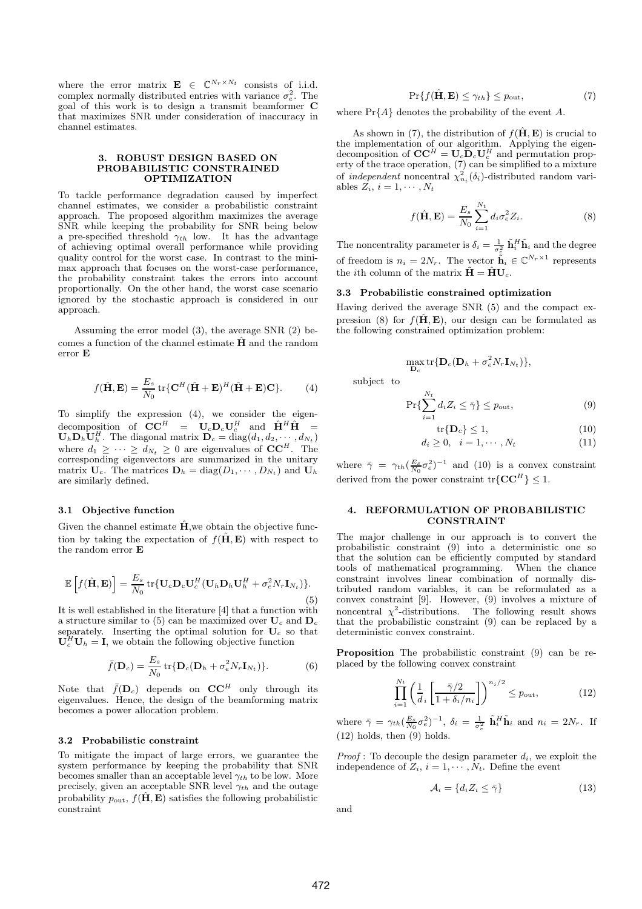where the error matrix $\mathbf{E} \in \mathbb{C}^{N_r \times N_t}$ consists of i.i.d. complex normally distributed entries with variance $\sigma_e^2$. The goal of this work is to design a transmit beamformer $\mathbf{C}$ that maximizes SNR under consideration of inaccuracy in channel estimates.

## 3. ROBUST DESIGN BASED ON PROBABILISTIC CONSTRAINED OPTIMIZATION

To tackle performance degradation caused by imperfect channel estimates, we consider a probabilistic constraint approach. The proposed algorithm maximizes the average SNR while keeping the probability for SNR being below a pre-specified threshold $\gamma_{th}$ low. It has the advantage of achieving optimal overall performance while providing quality control for the worst case. In contrast to the minimax approach that focuses on the worst-case performance, the probability constraint takes the errors into account proportionally. On the other hand, the worst case scenario ignored by the stochastic approach is considered in our approach.

Assuming the error model (3), the average SNR (2) becomes a function of the channel estimate $\hat{\mathbf{H}}$ and the random error $\mathbf{E}$

$$f(\hat{\mathbf{H}}, \mathbf{E}) = \frac{E_s}{N_0} \operatorname{tr}\{\mathbf{C}^H (\hat{\mathbf{H}} + \mathbf{E})^H (\hat{\mathbf{H}} + \mathbf{E}) \mathbf{C}\}. \tag{4}$$

To simplify the expression (4), we consider the eigendecomposition of $\mathbf{C}\mathbf{C}^H = \mathbf{U}_c \mathbf{D}_c \mathbf{U}_c^H$ and $\hat{\mathbf{H}}^H \hat{\mathbf{H}} = \mathbf{U}_h \mathbf{D}_h \mathbf{U}_h^H$. The diagonal matrix $\mathbf{D}_c = \operatorname{diag}(d_1, d_2, \cdots, d_{N_t})$ where $d_1 \geq \cdots \geq d_{N_t} \geq 0$ are eigenvalues of $\mathbf{C}\mathbf{C}^H$. The corresponding eigenvectors are summarized in the unitary matrix $\mathbf{U}_c$. The matrices $\mathbf{D}_h = \operatorname{diag}(D_1, \cdots, D_{N_t})$ and $\mathbf{U}_h$ are similarly defined.

### 3.1 Objective function

Given the channel estimate $\hat{\mathbf{H}}$,we obtain the objective function by taking the expectation of $f(\hat{\mathbf{H}}, \mathbf{E})$ with respect to the random error $\mathbf{E}$

$$\mathbb{E}\left[f(\hat{\mathbf{H}}, \mathbf{E})\right] = \frac{E_s}{N_0} \operatorname{tr}\{\mathbf{U}_c \mathbf{D}_c \mathbf{U}_c^H (\mathbf{U}_h \mathbf{D}_h \mathbf{U}_h^H + \sigma_e^2 N_r \mathbf{I}_{N_t})\}. \tag{5}$$

It is well established in the literature [4] that a function with a structure similar to (5) can be maximized over $\mathbf{U}_c$ and $\mathbf{D}_c$ separately. Inserting the optimal solution for $\mathbf{U}_c$ so that $\mathbf{U}_c^H \mathbf{U}_h = \mathbf{I}$, we obtain the following objective function

$$\bar{f}(\mathbf{D}_c) = \frac{E_s}{N_0} \operatorname{tr}\{\mathbf{D}_c (\mathbf{D}_h + \sigma_e^2 N_r \mathbf{I}_{N_t})\}. \tag{6}$$

Note that $\bar{f}(\mathbf{D}_c)$ depends on $\mathbf{C}\mathbf{C}^H$ only through its eigenvalues. Hence, the design of the beamforming matrix becomes a power allocation problem.

### 3.2 Probabilistic constraint

To mitigate the impact of large errors, we guarantee the system performance by keeping the probability that SNR becomes smaller than an acceptable level $\gamma_{th}$ to be low. More precisely, given an acceptable SNR level $\gamma_{th}$ and the outage probability $p_{\text{out}}$, $f(\hat{\mathbf{H}}, \mathbf{E})$ satisfies the following probabilistic constraint

$$\Pr\{f(\hat{\mathbf{H}}, \mathbf{E}) \leq \gamma_{th}\} \leq p_{\text{out}}, \tag{7}$$

where $\Pr\{A\}$ denotes the probability of the event $A$.

As shown in (7), the distribution of $f(\hat{\mathbf{H}}, \mathbf{E})$ is crucial to the implementation of our algorithm. Applying the eigendecomposition of $\mathbf{C}\mathbf{C}^H = \mathbf{U}_c \mathbf{D}_c \mathbf{U}_c^H$ and permutation property of the trace operation, (7) can be simplified to a mixture of *independent* noncentral $\chi^2_{n_i}(\delta_i)$-distributed random variables $Z_i$, $i = 1, \cdots, N_t$

$$f(\hat{\mathbf{H}}, \mathbf{E}) = \frac{E_s}{N_0} \sum_{i=1}^{N_t} d_i \sigma_e^2 Z_i. \tag{8}$$

The noncentrality parameter is $\delta_i = \frac{1}{\sigma_e^2} \tilde{\mathbf{h}}_i^H \tilde{\mathbf{h}}_i$ and the degree of freedom is $n_i = 2N_r$. The vector $\tilde{\mathbf{h}}_i \in \mathbb{C}^{N_r \times 1}$ represents the $i$th column of the matrix $\tilde{\mathbf{H}} = \hat{\mathbf{H}} \mathbf{U}_c$.

### 3.3 Probabilistic constrained optimization

Having derived the average SNR (5) and the compact expression (8) for $f(\hat{\mathbf{H}}, \mathbf{E})$, our design can be formulated as the following constrained optimization problem:

$$\max_{\mathbf{D}_c} \operatorname{tr}\{\mathbf{D}_c (\mathbf{D}_h + \sigma_e^2 N_r \mathbf{I}_{N_t})\},$$

subject to

$$\Pr\{\sum_{i=1}^{N_t} d_i Z_i \leq \bar{\gamma}\} \leq p_{\text{out}}, \tag{9}$$

$$\operatorname{tr}\{\mathbf{D}_c\} \leq 1, \tag{10}$$

$$d_i \geq 0, \quad i = 1, \cdots, N_t \tag{11}$$

where $\bar{\gamma} = \gamma_{th} (\frac{E_s}{N_0} \sigma_e^2)^{-1}$ and (10) is a convex constraint derived from the power constraint $\operatorname{tr}\{\mathbf{C}\mathbf{C}^H\} \leq 1$.

## 4. REFORMULATION OF PROBABILISTIC CONSTRAINT

The major challenge in our approach is to convert the probabilistic constraint (9) into a deterministic one so that the solution can be efficiently computed by standard tools of mathematical programming. When the chance constraint involves linear combination of normally distributed random variables, it can be reformulated as a convex constraint [9]. However, (9) involves a mixture of noncentral $\chi^2$-distributions. The following result shows that the probabilistic constraint (9) can be replaced by a deterministic convex constraint.

**Proposition** The probabilistic constraint (9) can be replaced by the following convex constraint

$$\prod_{i=1}^{N_t} \left( \frac{1}{d_i} \left[ \frac{\bar{\gamma}/2}{1 + \delta_i / n_i} \right] \right)^{n_i/2} \leq p_{\text{out}}, \tag{12}$$

where $\bar{\gamma} = \gamma_{th} (\frac{E_s}{N_0} \sigma_e^2)^{-1}$, $\delta_i = \frac{1}{\sigma_e^2} \tilde{\mathbf{h}}_i^H \tilde{\mathbf{h}}_i$ and $n_i = 2N_r$. If (12) holds, then (9) holds.

*Proof* : To decouple the design parameter $d_i$, we exploit the independence of $Z_i$, $i = 1, \cdots, N_t$. Define the event

$$\mathcal{A}_i = \{d_i Z_i \leq \bar{\gamma}\} \tag{13}$$

and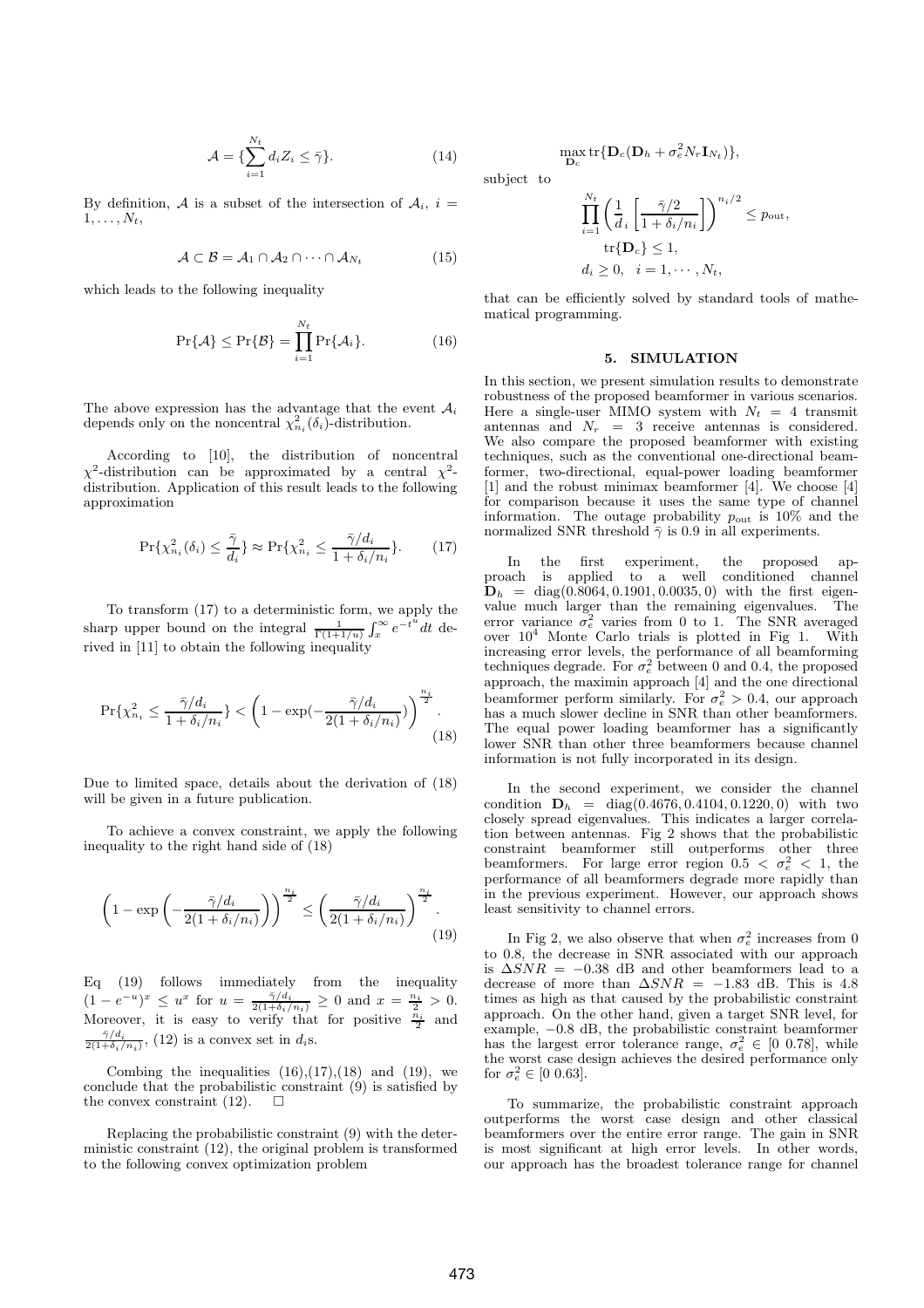$$\mathcal{A} = \{\sum_{i=1}^{N_t} d_i Z_i \leq \bar{\gamma}\}. \tag{14}$$

By definition, $\mathcal{A}$ is a subset of the intersection of $\mathcal{A}_i$, $i = 1, \ldots, N_t$,

$$\mathcal{A} \subset \mathcal{B} = \mathcal{A}_1 \cap \mathcal{A}_2 \cap \cdots \cap \mathcal{A}_{N_t} \tag{15}$$

which leads to the following inequality

$$\Pr\{\mathcal{A}\} \leq \Pr\{\mathcal{B}\} = \prod_{i=1}^{N_t} \Pr\{\mathcal{A}_i\}. \tag{16}$$

The above expression has the advantage that the event $\mathcal{A}_i$ depends only on the noncentral $\chi^2_{n_i}(\delta_i)$-distribution.

According to [10], the distribution of noncentral $\chi^2$-distribution can be approximated by a central $\chi^2$-distribution. Application of this result leads to the following approximation

$$\Pr\{\chi^2_{n_i}(\delta_i) \leq \frac{\bar{\gamma}}{d_i}\} \approx \Pr\{\chi^2_{n_i} \leq \frac{\bar{\gamma}/d_i}{1+\delta_i/n_i}\}. \tag{17}$$

To transform (17) to a deterministic form, we apply the sharp upper bound on the integral $\frac{1}{\Gamma(1+1/u)}\int_x^\infty e^{-t^u} dt$ derived in [11] to obtain the following inequality

$$\Pr\{\chi^2_{n_i} \leq \frac{\bar{\gamma}/d_i}{1+\delta_i/n_i}\} < \left(1 - \exp(-\frac{\bar{\gamma}/d_i}{2(1+\delta_i/n_i)})\right)^{\frac{n_i}{2}}. \tag{18}$$

Due to limited space, details about the derivation of (18) will be given in a future publication.

To achieve a convex constraint, we apply the following inequality to the right hand side of (18)

$$\left(1 - \exp\left(-\frac{\bar{\gamma}/d_i}{2(1+\delta_i/n_i)}\right)\right)^{\frac{n_i}{2}} \leq \left(\frac{\bar{\gamma}/d_i}{2(1+\delta_i/n_i)}\right)^{\frac{n_i}{2}}. \tag{19}$$

Eq (19) follows immediately from the inequality $(1-e^{-u})^x \leq u^x$ for $u = \frac{\bar{\gamma}/d_i}{2(1+\delta_i/n_i)} \geq 0$ and $x = \frac{n_i}{2} > 0$. Moreover, it is easy to verify that for positive $\frac{n_i}{2}$ and $\frac{\bar{\gamma}/d_i}{2(1+\delta_i/n_i)}$, (12) is a convex set in $d_i$s.

Combing the inequalities (16),(17),(18) and (19), we conclude that the probabilistic constraint (9) is satisfied by the convex constraint (12). $\square$

Replacing the probabilistic constraint (9) with the deterministic constraint (12), the original problem is transformed to the following convex optimization problem

$$\max_{\mathbf{D}_c} \mathrm{tr}\{\mathbf{D}_c(\mathbf{D}_h + \sigma_e^2 N_r \mathbf{I}_{N_t})\},$$

subject to

$$\prod_{i=1}^{N_t}\left(\frac{1}{d_i}\left[\frac{\bar{\gamma}/2}{1+\delta_i/n_i}\right]\right)^{n_i/2} \leq p_{\text{out}},$$
$$\mathrm{tr}\{\mathbf{D}_c\} \leq 1,$$
$$d_i \geq 0, \quad i = 1, \cdots, N_t,$$

that can be efficiently solved by standard tools of mathematical programming.

## 5. SIMULATION

In this section, we present simulation results to demonstrate robustness of the proposed beamformer in various scenarios. Here a single-user MIMO system with $N_t = 4$ transmit antennas and $N_r = 3$ receive antennas is considered. We also compare the proposed beamformer with existing techniques, such as the conventional one-directional beamformer, two-directional, equal-power loading beamformer [1] and the robust minimax beamformer [4]. We choose [4] for comparison because it uses the same type of channel information. The outage probability $p_{\text{out}}$ is 10% and the normalized SNR threshold $\bar{\gamma}$ is 0.9 in all experiments.

In the first experiment, the proposed approach is applied to a well conditioned channel $\mathbf{D}_h = \mathrm{diag}(0.8064, 0.1901, 0.0035, 0)$ with the first eigenvalue much larger than the remaining eigenvalues. The error variance $\sigma_e^2$ varies from 0 to 1. The SNR averaged over $10^4$ Monte Carlo trials is plotted in Fig 1. With increasing error levels, the performance of all beamforming techniques degrade. For $\sigma_e^2$ between 0 and 0.4, the proposed approach, the maximin approach [4] and the one directional beamformer perform similarly. For $\sigma_e^2 > 0.4$, our approach has a much slower decline in SNR than other beamformers. The equal power loading beamformer has a significantly lower SNR than other three beamformers because channel information is not fully incorporated in its design.

In the second experiment, we consider the channel condition $\mathbf{D}_h = \mathrm{diag}(0.4676, 0.4104, 0.1220, 0)$ with two closely spread eigenvalues. This indicates a larger correlation between antennas. Fig 2 shows that the probabilistic constraint beamformer still outperforms other three beamformers. For large error region $0.5 < \sigma_e^2 < 1$, the performance of all beamformers degrade more rapidly than in the previous experiment. However, our approach shows least sensitivity to channel errors.

In Fig 2, we also observe that when $\sigma_e^2$ increases from 0 to 0.8, the decrease in SNR associated with our approach is $\Delta SNR = -0.38$ dB and other beamformers lead to a decrease of more than $\Delta SNR = -1.83$ dB. This is 4.8 times as high as that caused by the probabilistic constraint approach. On the other hand, given a target SNR level, for example, $-0.8$ dB, the probabilistic constraint beamformer has the largest error tolerance range, $\sigma_e^2 \in [0\ 0.78]$, while the worst case design achieves the desired performance only for $\sigma_e^2 \in [0\ 0.63]$.

To summarize, the probabilistic constraint approach outperforms the worst case design and other classical beamformers over the entire error range. The gain in SNR is most significant at high error levels. In other words, our approach has the broadest tolerance range for channel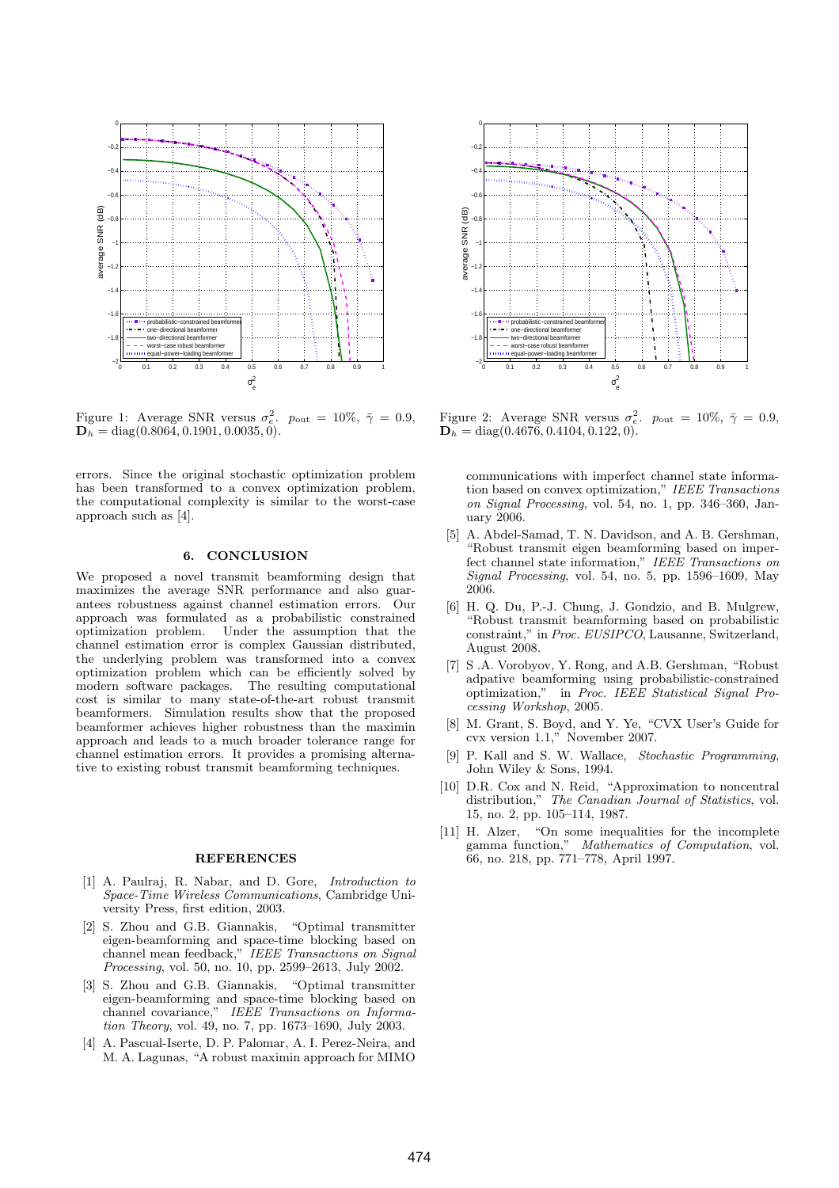0
-0.2
-0.4
-0.6
-0.8
-1
-1.2
-1.4
-1.6
-1.8
-2
0 0.1 0.2 0.3 0.4 0.5 0.6 0.7 0.8 0.9 1
average SNR (dB)
$\sigma_e^2$
probabilistic-constrained beamformer
one-directional beamformer
two-directional beamformer
worst-case robust beamformer
equal-power-loading beamformer

Figure 1: Average SNR versus $\sigma_e^2$. $p_{\text{out}} = 10\%$, $\bar{\gamma} = 0.9$, $\mathbf{D}_h = \text{diag}(0.8064, 0.1901, 0.0035, 0)$.

0
-0.2
-0.4
-0.6
-0.8
-1
-1.2
-1.4
-1.6
-1.8
-2
0 0.1 0.2 0.3 0.4 0.5 0.6 0.7 0.8 0.9 1
average SNR (dB)
$\sigma_e^2$
probabilistic-constrained beamformer
one-directional beamformer
two-directional beamformer
worst-case robust beamformer
equal-power-loading beamformer

Figure 2: Average SNR versus $\sigma_e^2$. $p_{\text{out}} = 10\%$, $\bar{\gamma} = 0.9$, $\mathbf{D}_h = \text{diag}(0.4676, 0.4104, 0.122, 0)$.

errors. Since the original stochastic optimization problem has been transformed to a convex optimization problem, the computational complexity is similar to the worst-case approach such as [4].

## 6. CONCLUSION

We proposed a novel transmit beamforming design that maximizes the average SNR performance and also guarantees robustness against channel estimation errors. Our approach was formulated as a probabilistic constrained optimization problem. Under the assumption that the channel estimation error is complex Gaussian distributed, the underlying problem was transformed into a convex optimization problem which can be efficiently solved by modern software packages. The resulting computational cost is similar to many state-of-the-art robust transmit beamformers. Simulation results show that the proposed beamformer achieves higher robustness than the maximin approach and leads to a much broader tolerance range for channel estimation errors. It provides a promising alternative to existing robust transmit beamforming techniques.

## REFERENCES

[1] A. Paulraj, R. Nabar, and D. Gore, *Introduction to Space-Time Wireless Communications*, Cambridge University Press, first edition, 2003.

[2] S. Zhou and G.B. Giannakis, "Optimal transmitter eigen-beamforming and space-time blocking based on channel mean feedback," *IEEE Transactions on Signal Processing*, vol. 50, no. 10, pp. 2599–2613, July 2002.

[3] S. Zhou and G.B. Giannakis, "Optimal transmitter eigen-beamforming and space-time blocking based on channel covariance," *IEEE Transactions on Information Theory*, vol. 49, no. 7, pp. 1673–1690, July 2003.

[4] A. Pascual-Iserte, D. P. Palomar, A. I. Perez-Neira, and M. A. Lagunas, "A robust maximin approach for MIMO communications with imperfect channel state information based on convex optimization," *IEEE Transactions on Signal Processing*, vol. 54, no. 1, pp. 346–360, January 2006.

[5] A. Abdel-Samad, T. N. Davidson, and A. B. Gershman, "Robust transmit eigen beamforming based on imperfect channel state information," *IEEE Transactions on Signal Processing*, vol. 54, no. 5, pp. 1596–1609, May 2006.

[6] H. Q. Du, P.-J. Chung, J. Gondzio, and B. Mulgrew, "Robust transmit beamforming based on probabilistic constraint," in *Proc. EUSIPCO*, Lausanne, Switzerland, August 2008.

[7] S .A. Vorobyov, Y. Rong, and A.B. Gershman, "Robust adpative beamforming using probabilistic-constrained optimization," in *Proc. IEEE Statistical Signal Processing Workshop*, 2005.

[8] M. Grant, S. Boyd, and Y. Ye, "CVX User's Guide for cvx version 1.1," November 2007.

[9] P. Kall and S. W. Wallace, *Stochastic Programming*, John Wiley & Sons, 1994.

[10] D.R. Cox and N. Reid, "Approximation to noncentral distribution," *The Canadian Journal of Statistics*, vol. 15, no. 2, pp. 105–114, 1987.

[11] H. Alzer, "On some inequalities for the incomplete gamma function," *Mathematics of Computation*, vol. 66, no. 218, pp. 771–778, April 1997.